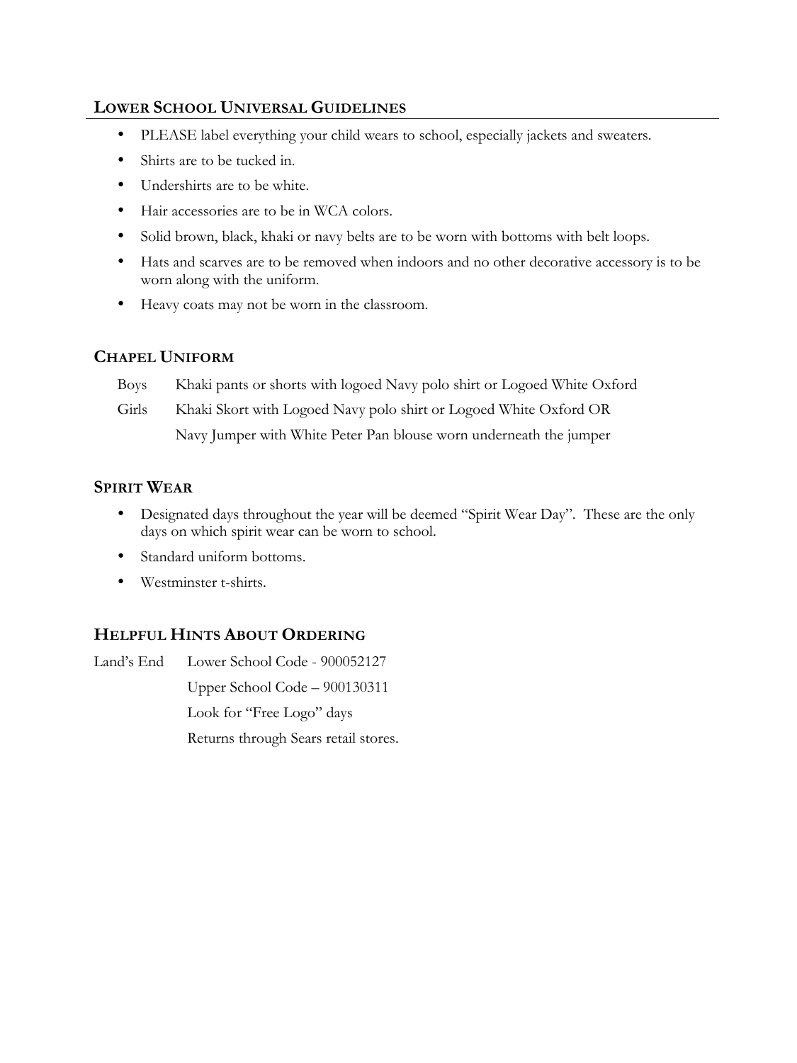## LOWER SCHOOL UNIVERSAL GUIDELINES

- PLEASE label everything your child wears to school, especially jackets and sweaters.
- Shirts are to be tucked in.
- Undershirts are to be white.
- Hair accessories are to be in WCA colors.
- Solid brown, black, khaki or navy belts are to be worn with bottoms with belt loops.
- Hats and scarves are to be removed when indoors and no other decorative accessory is to be worn along with the uniform.
- Heavy coats may not be worn in the classroom.

## CHAPEL UNIFORM

Boys — Khaki pants or shorts with logoed Navy polo shirt or Logoed White Oxford

Girls — Khaki Skort with Logoed Navy polo shirt or Logoed White Oxford OR
Navy Jumper with White Peter Pan blouse worn underneath the jumper

## SPIRIT WEAR

- Designated days throughout the year will be deemed "Spirit Wear Day". These are the only days on which spirit wear can be worn to school.
- Standard uniform bottoms.
- Westminster t-shirts.

## HELPFUL HINTS ABOUT ORDERING

Land's End
- Lower School Code - 900052127
- Upper School Code – 900130311
- Look for "Free Logo" days
- Returns through Sears retail stores.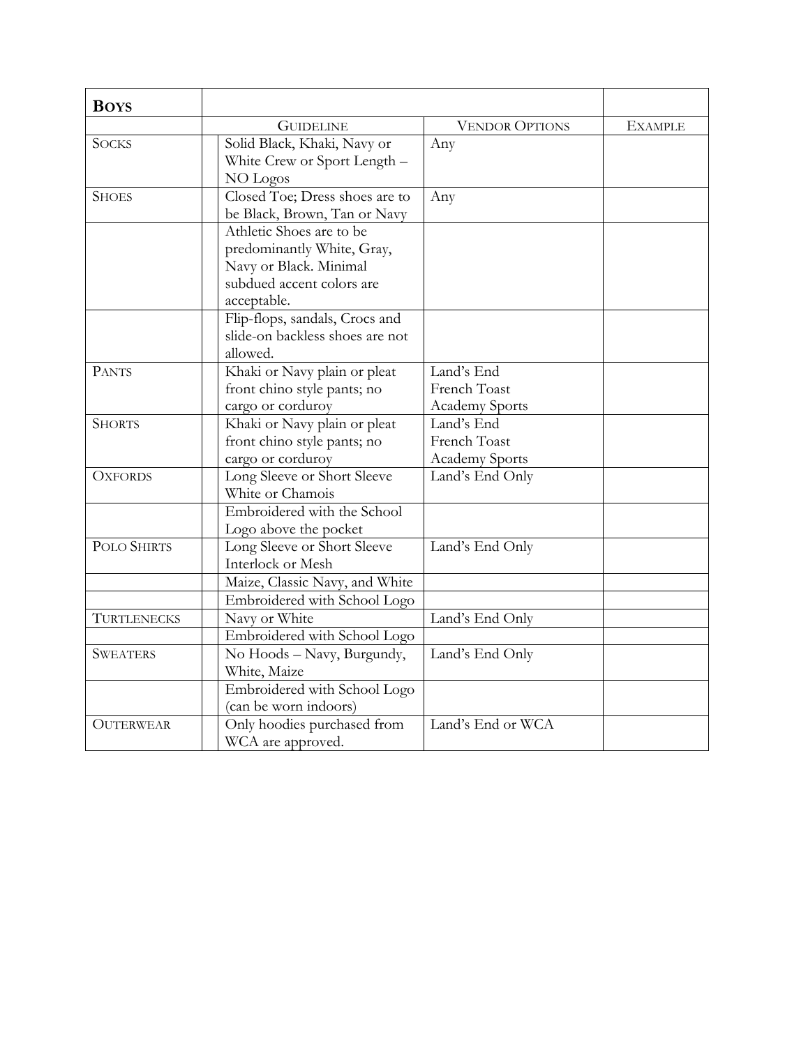| **Boys** | | | |
|---|---|---|---|
| | Guideline | Vendor Options | Example |
| Socks | Solid Black, Khaki, Navy or White Crew or Sport Length – NO Logos | Any | |
| Shoes | Closed Toe; Dress shoes are to be Black, Brown, Tan or Navy | Any | |
| | Athletic Shoes are to be predominantly White, Gray, Navy or Black. Minimal subdued accent colors are acceptable. | | |
| | Flip-flops, sandals, Crocs and slide-on backless shoes are not allowed. | | |
| Pants | Khaki or Navy plain or pleat front chino style pants; no cargo or corduroy | Land's End<br>French Toast<br>Academy Sports | |
| Shorts | Khaki or Navy plain or pleat front chino style pants; no cargo or corduroy | Land's End<br>French Toast<br>Academy Sports | |
| Oxfords | Long Sleeve or Short Sleeve White or Chamois | Land's End Only | |
| | Embroidered with the School Logo above the pocket | | |
| Polo Shirts | Long Sleeve or Short Sleeve Interlock or Mesh | Land's End Only | |
| | Maize, Classic Navy, and White | | |
| | Embroidered with School Logo | | |
| Turtlenecks | Navy or White | Land's End Only | |
| | Embroidered with School Logo | | |
| Sweaters | No Hoods – Navy, Burgundy, White, Maize | Land's End Only | |
| | Embroidered with School Logo (can be worn indoors) | | |
| Outerwear | Only hoodies purchased from WCA are approved. | Land's End or WCA | |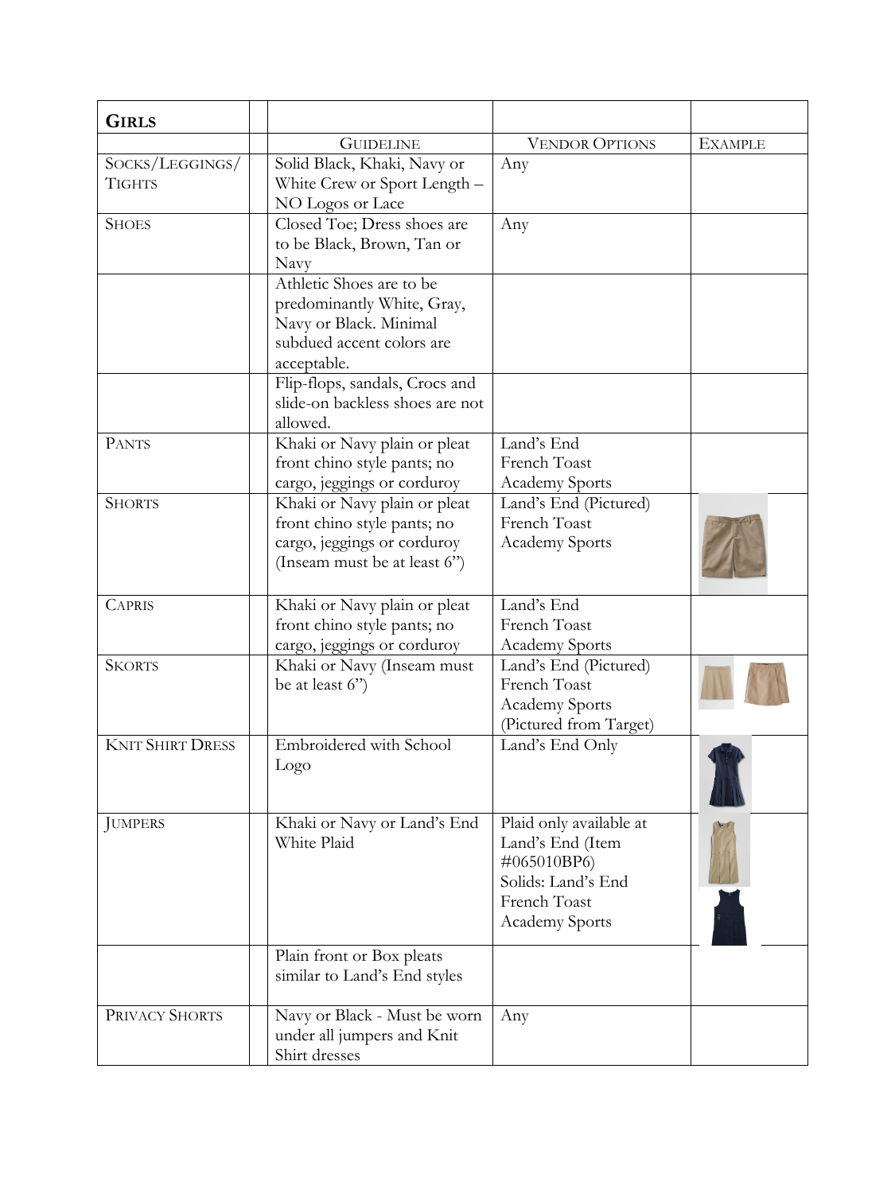| **Girls** | | | | |
|---|---|---|---|---|
| | | Guideline | Vendor Options | Example |
| Socks/Leggings/ Tights | | Solid Black, Khaki, Navy or White Crew or Sport Length – NO Logos or Lace | Any | |
| Shoes | | Closed Toe; Dress shoes are to be Black, Brown, Tan or Navy | Any | |
| | | Athletic Shoes are to be predominantly White, Gray, Navy or Black. Minimal subdued accent colors are acceptable. | | |
| | | Flip-flops, sandals, Crocs and slide-on backless shoes are not allowed. | | |
| Pants | | Khaki or Navy plain or pleat front chino style pants; no cargo, jeggings or corduroy | Land's End<br>French Toast<br>Academy Sports | |
| Shorts | | Khaki or Navy plain or pleat front chino style pants; no cargo, jeggings or corduroy (Inseam must be at least 6") | Land's End (Pictured)<br>French Toast<br>Academy Sports | |
| Capris | | Khaki or Navy plain or pleat front chino style pants; no cargo, jeggings or corduroy | Land's End<br>French Toast<br>Academy Sports | |
| Skorts | | Khaki or Navy (Inseam must be at least 6") | Land's End (Pictured)<br>French Toast<br>Academy Sports<br>(Pictured from Target) | |
| Knit Shirt Dress | | Embroidered with School Logo | Land's End Only | |
| Jumpers | | Khaki or Navy or Land's End White Plaid | Plaid only available at Land's End (Item #065010BP6)<br>Solids: Land's End<br>French Toast<br>Academy Sports | |
| | | Plain front or Box pleats similar to Land's End styles | | |
| Privacy Shorts | | Navy or Black - Must be worn under all jumpers and Knit Shirt dresses | Any | |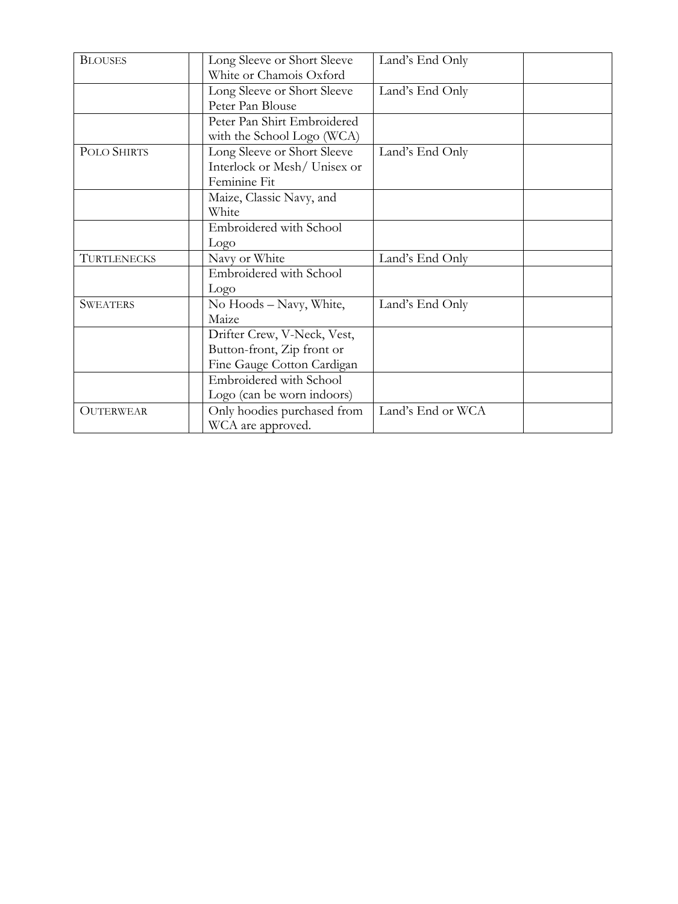| | | | | |
|---|---|---|---|---|
| BLOUSES | | Long Sleeve or Short Sleeve White or Chamois Oxford | Land's End Only | |
| | | Long Sleeve or Short Sleeve Peter Pan Blouse | Land's End Only | |
| | | Peter Pan Shirt Embroidered with the School Logo (WCA) | | |
| POLO SHIRTS | | Long Sleeve or Short Sleeve Interlock or Mesh/ Unisex or Feminine Fit | Land's End Only | |
| | | Maize, Classic Navy, and White | | |
| | | Embroidered with School Logo | | |
| TURTLENECKS | | Navy or White | Land's End Only | |
| | | Embroidered with School Logo | | |
| SWEATERS | | No Hoods – Navy, White, Maize | Land's End Only | |
| | | Drifter Crew, V-Neck, Vest, Button-front, Zip front or Fine Gauge Cotton Cardigan | | |
| | | Embroidered with School Logo (can be worn indoors) | | |
| OUTERWEAR | | Only hoodies purchased from WCA are approved. | Land's End or WCA | |